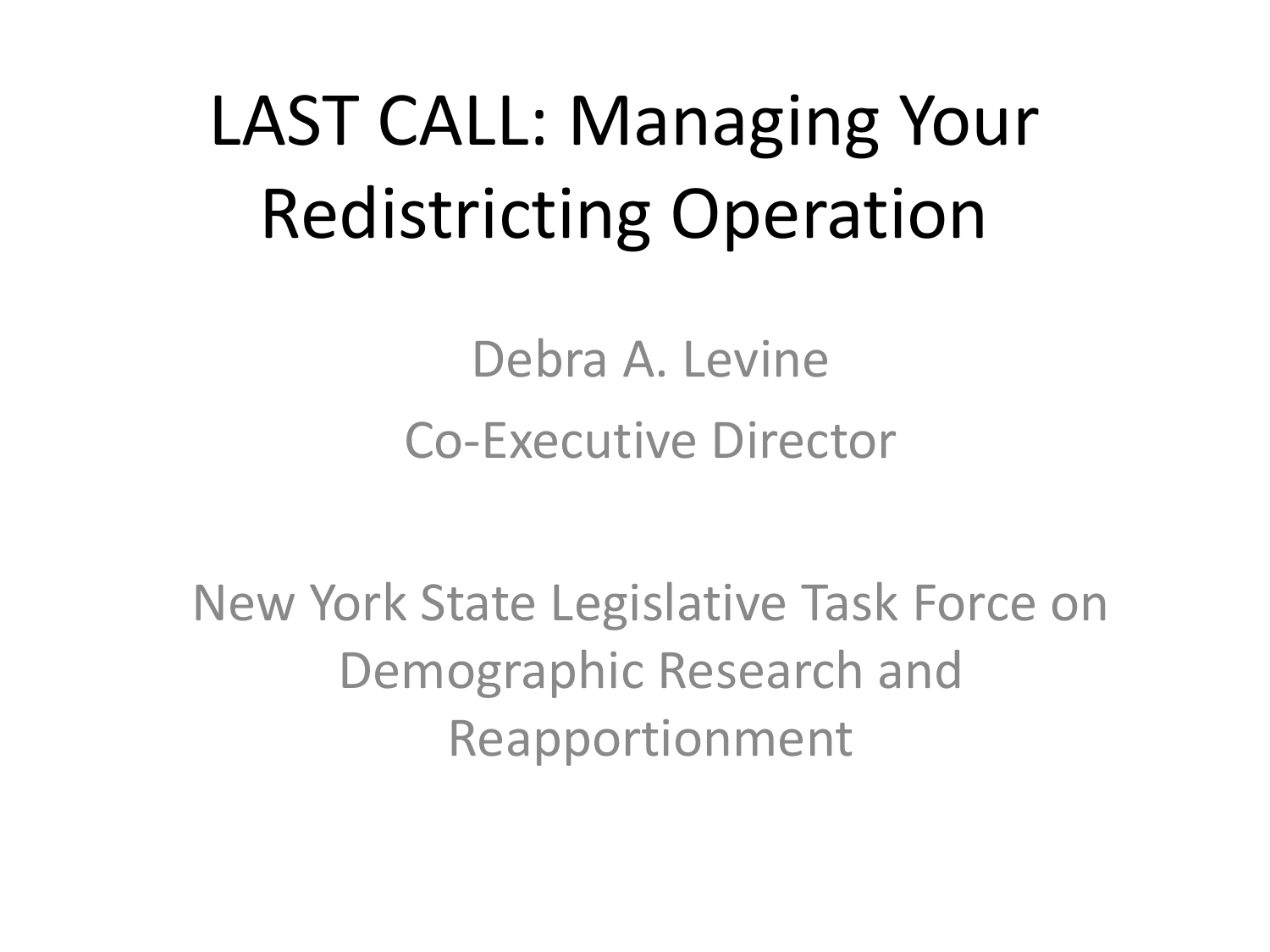# LAST CALL: Managing Your Redistricting Operation

Debra A. Levine

Co-Executive Director

New York State Legislative Task Force on Demographic Research and Reapportionment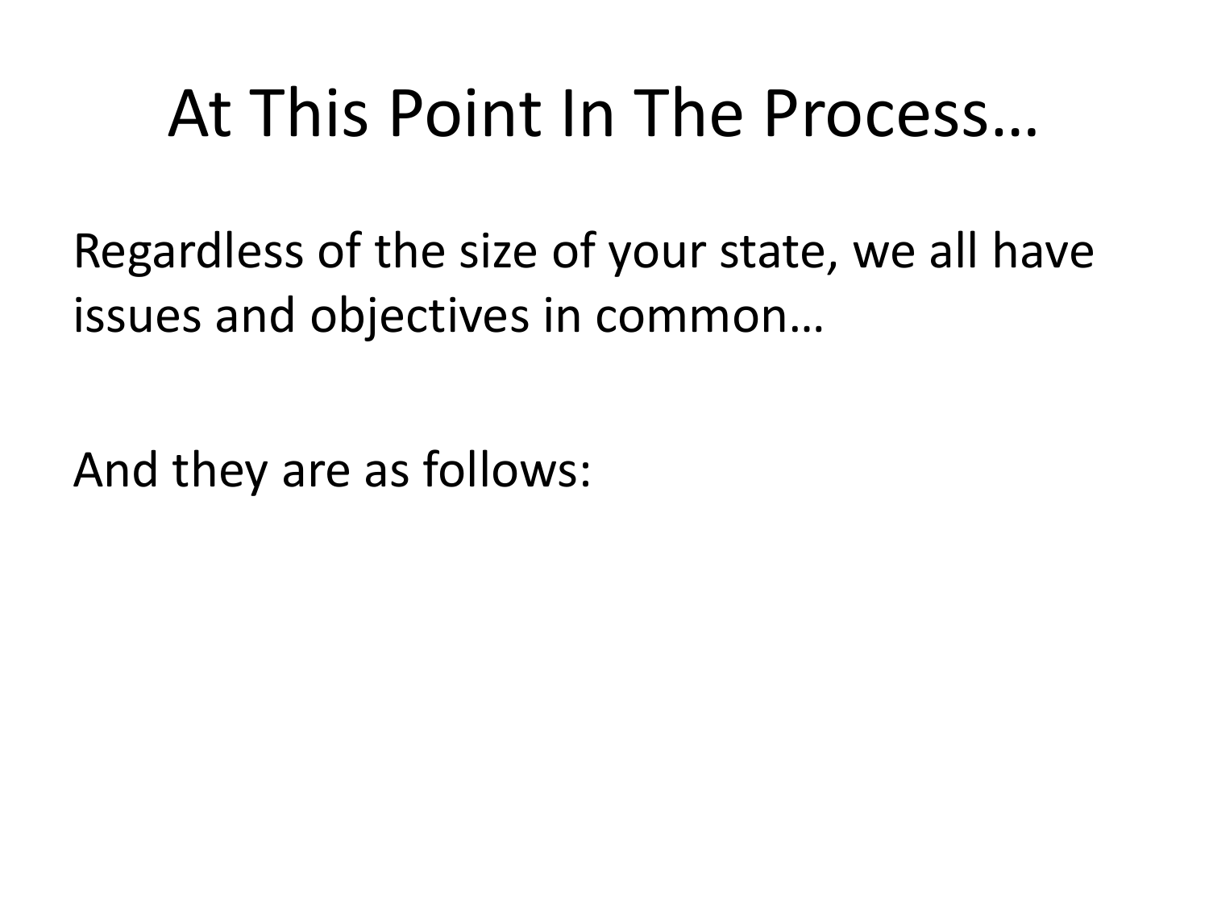# At This Point In The Process…

Regardless of the size of your state, we all have issues and objectives in common…

And they are as follows: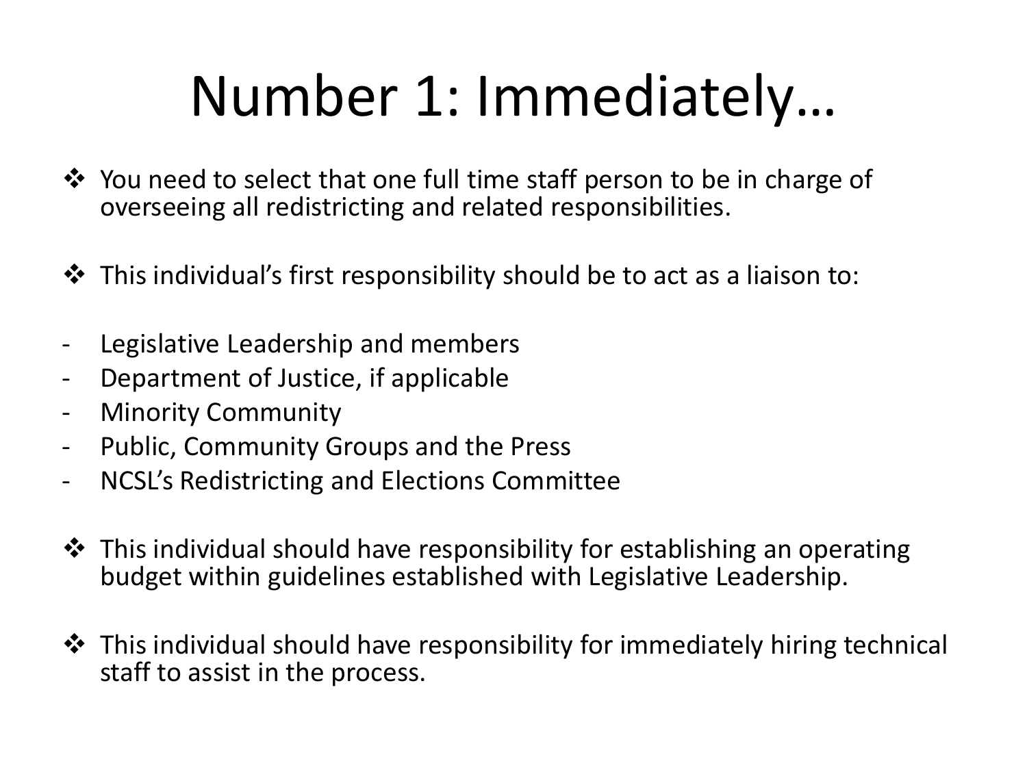# Number 1: Immediately…

- You need to select that one full time staff person to be in charge of overseeing all redistricting and related responsibilities.

- This individual's first responsibility should be to act as a liaison to:

- Legislative Leadership and members
- Department of Justice, if applicable
- Minority Community
- Public, Community Groups and the Press
- NCSL's Redistricting and Elections Committee

- This individual should have responsibility for establishing an operating budget within guidelines established with Legislative Leadership.

- This individual should have responsibility for immediately hiring technical staff to assist in the process.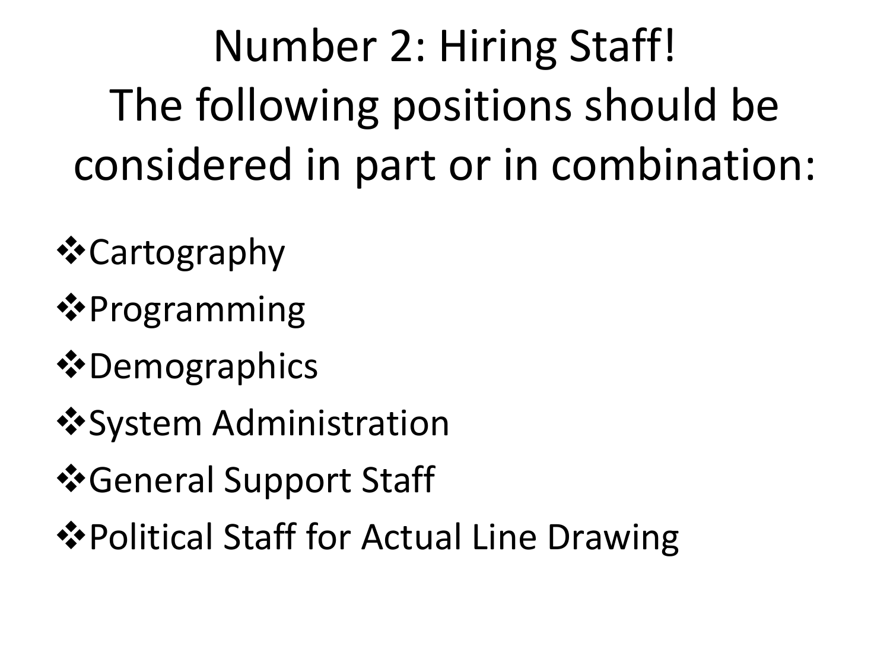# Number 2: Hiring Staff! The following positions should be considered in part or in combination:

- Cartography
- Programming
- Demographics
- System Administration
- General Support Staff
- Political Staff for Actual Line Drawing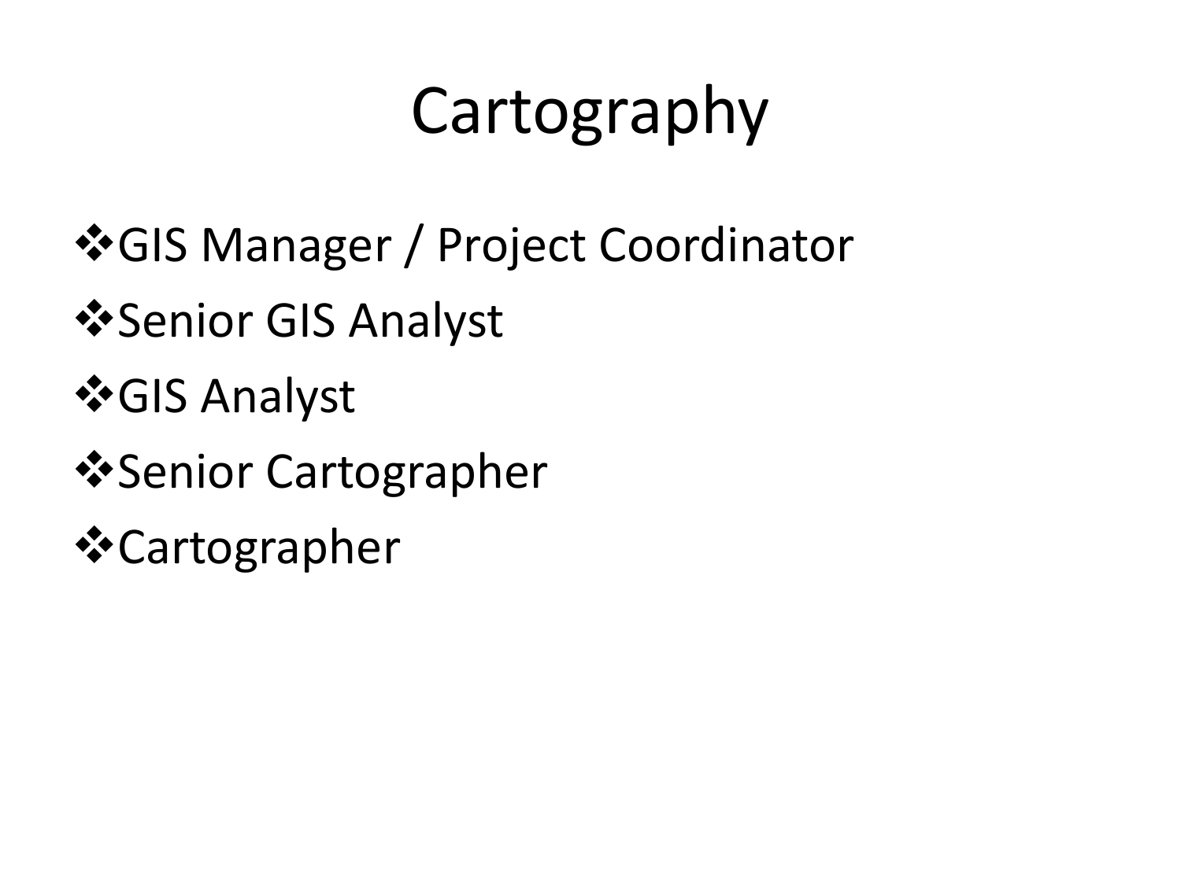# Cartography

- GIS Manager / Project Coordinator
- Senior GIS Analyst
- GIS Analyst
- Senior Cartographer
- Cartographer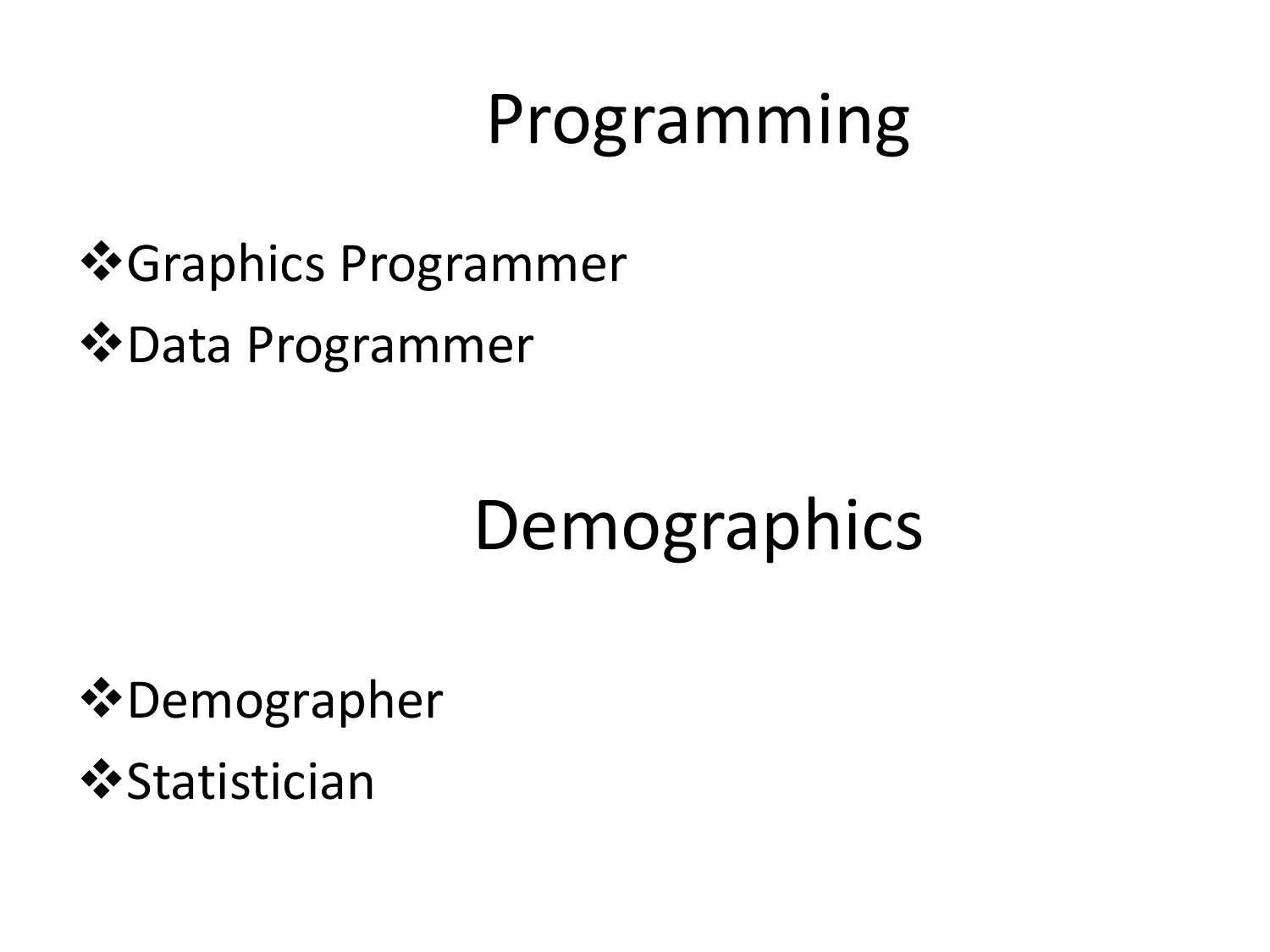# Programming

- Graphics Programmer
- Data Programmer

# Demographics

- Demographer
- Statistician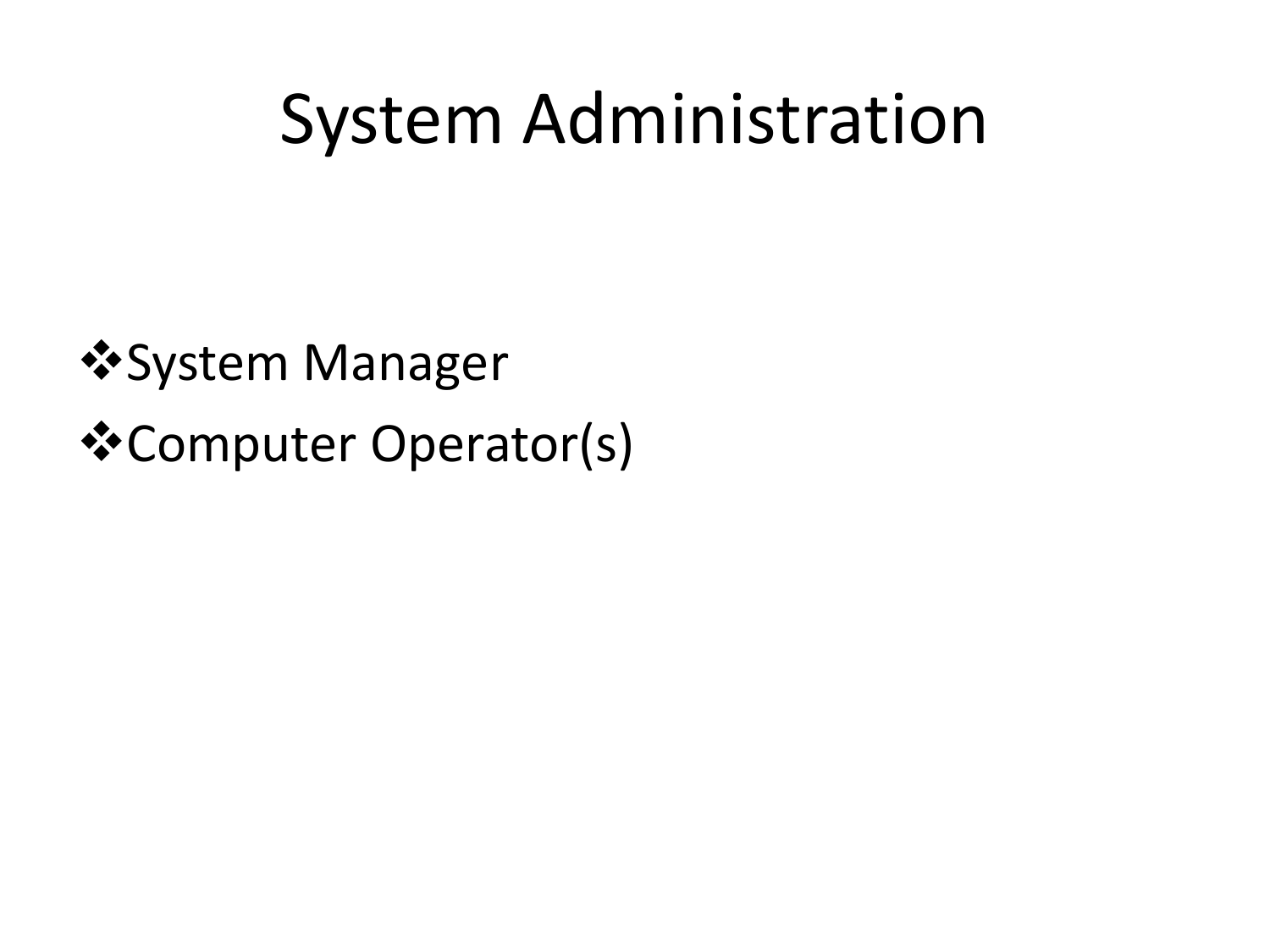# System Administration

- System Manager
- Computer Operator(s)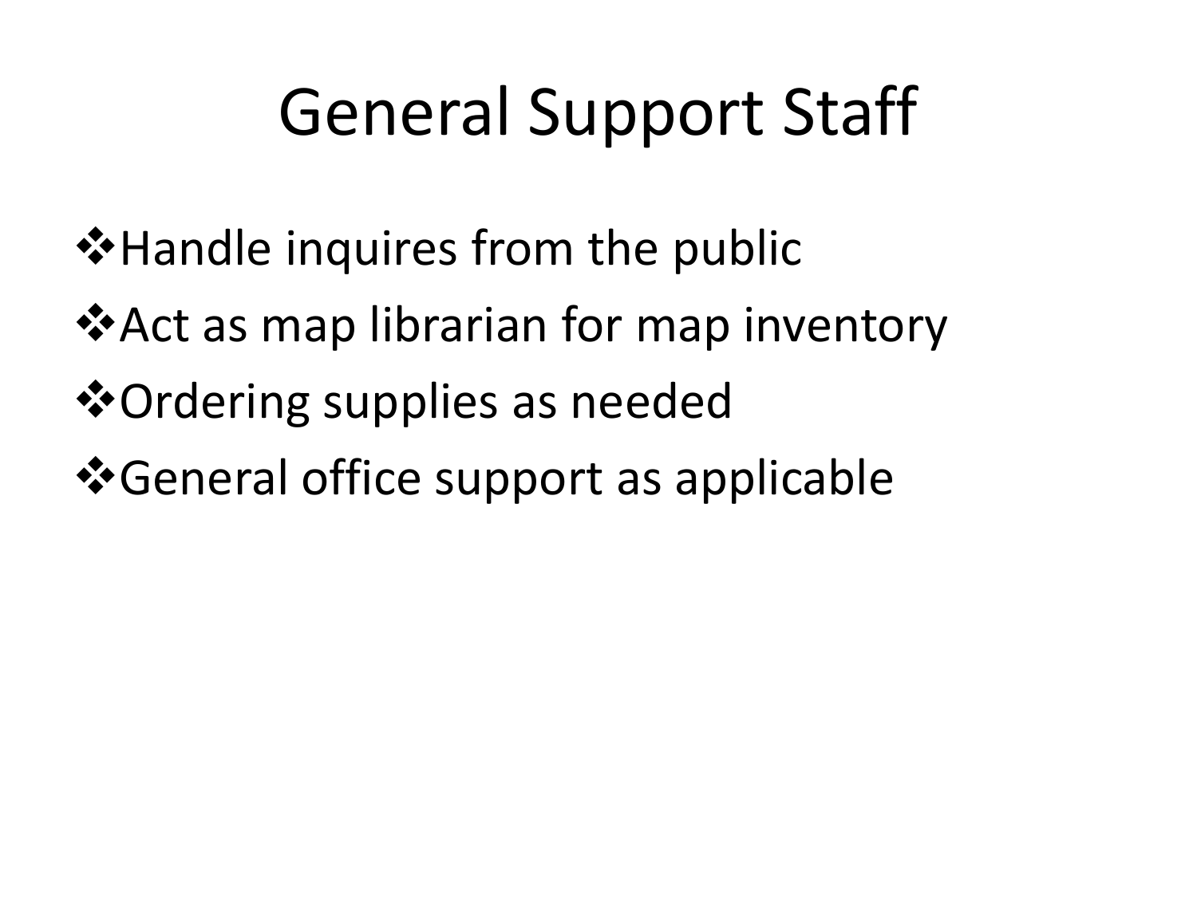# General Support Staff

- Handle inquires from the public
- Act as map librarian for map inventory
- Ordering supplies as needed
- General office support as applicable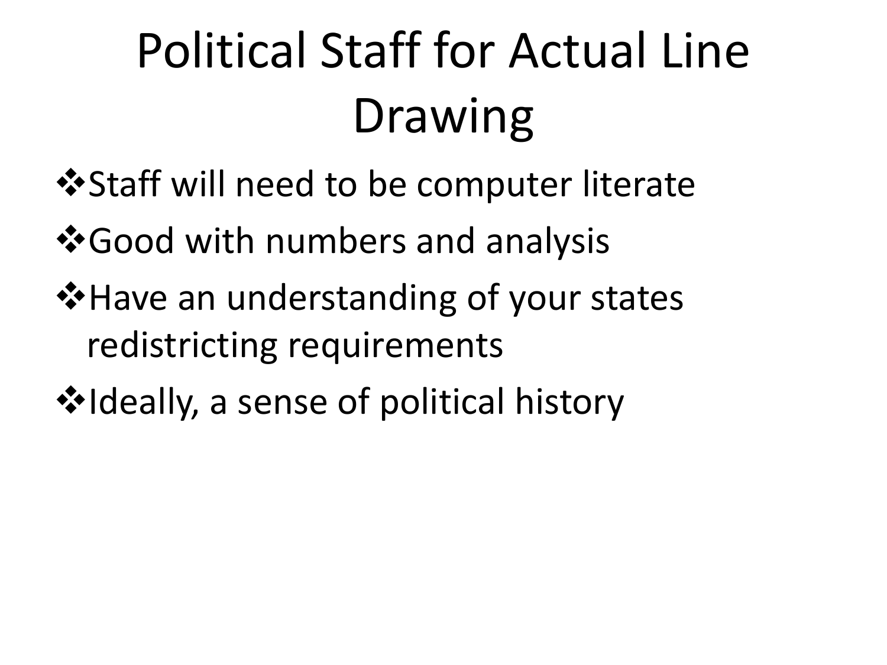# Political Staff for Actual Line Drawing

- Staff will need to be computer literate
- Good with numbers and analysis
- Have an understanding of your states redistricting requirements
- Ideally, a sense of political history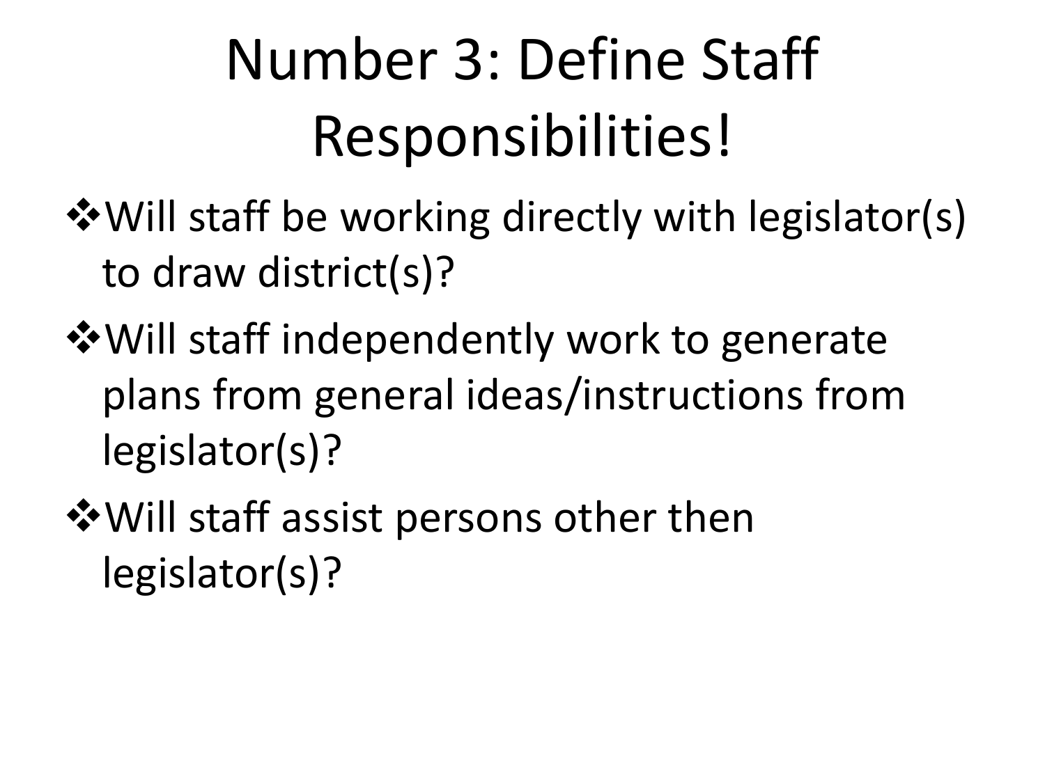# Number 3: Define Staff Responsibilities!

- Will staff be working directly with legislator(s) to draw district(s)?
- Will staff independently work to generate plans from general ideas/instructions from legislator(s)?
- Will staff assist persons other then legislator(s)?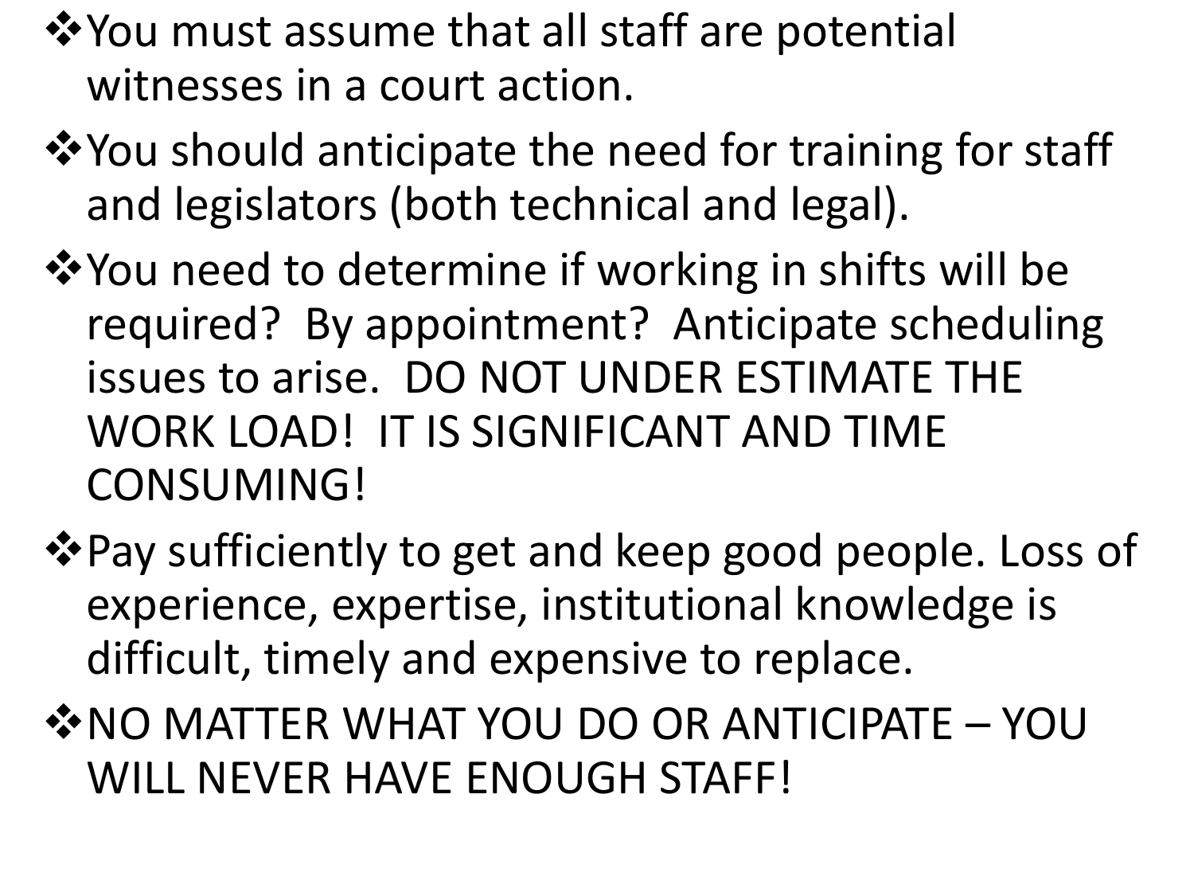- You must assume that all staff are potential witnesses in a court action.
- You should anticipate the need for training for staff and legislators (both technical and legal).
- You need to determine if working in shifts will be required? By appointment? Anticipate scheduling issues to arise. DO NOT UNDER ESTIMATE THE WORK LOAD! IT IS SIGNIFICANT AND TIME CONSUMING!
- Pay sufficiently to get and keep good people. Loss of experience, expertise, institutional knowledge is difficult, timely and expensive to replace.
- NO MATTER WHAT YOU DO OR ANTICIPATE – YOU WILL NEVER HAVE ENOUGH STAFF!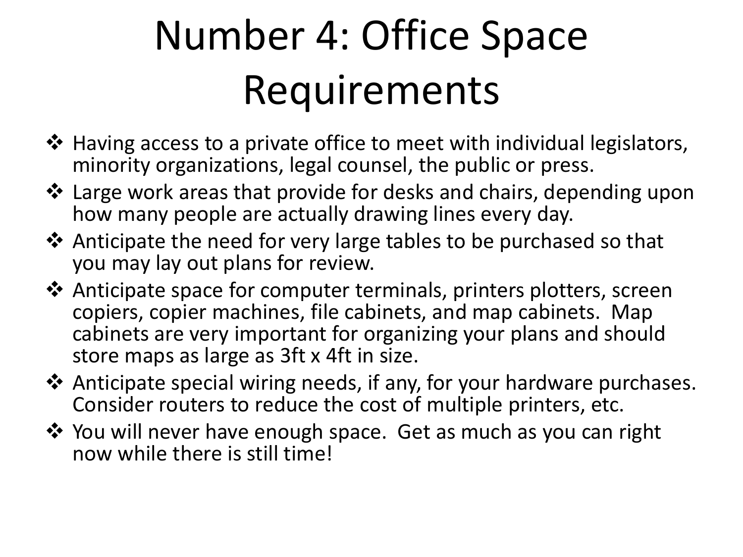# Number 4: Office Space Requirements

- Having access to a private office to meet with individual legislators, minority organizations, legal counsel, the public or press.
- Large work areas that provide for desks and chairs, depending upon how many people are actually drawing lines every day.
- Anticipate the need for very large tables to be purchased so that you may lay out plans for review.
- Anticipate space for computer terminals, printers plotters, screen copiers, copier machines, file cabinets, and map cabinets. Map cabinets are very important for organizing your plans and should store maps as large as 3ft x 4ft in size.
- Anticipate special wiring needs, if any, for your hardware purchases. Consider routers to reduce the cost of multiple printers, etc.
- You will never have enough space. Get as much as you can right now while there is still time!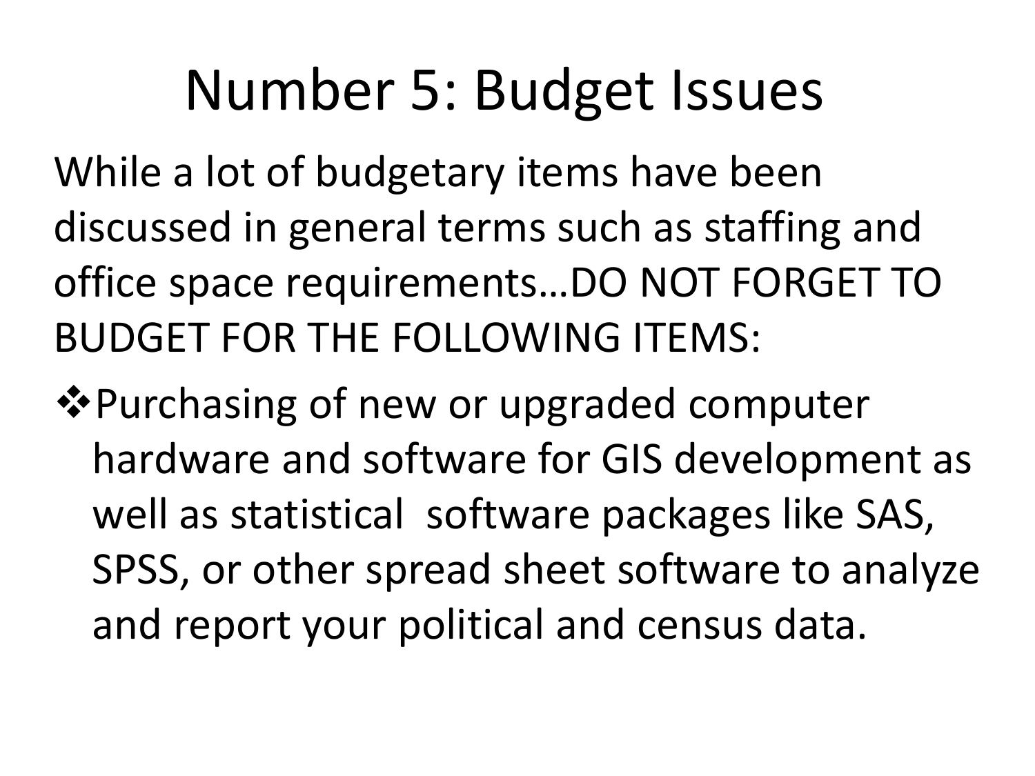# Number 5: Budget Issues

While a lot of budgetary items have been discussed in general terms such as staffing and office space requirements…DO NOT FORGET TO BUDGET FOR THE FOLLOWING ITEMS:

- Purchasing of new or upgraded computer hardware and software for GIS development as well as statistical software packages like SAS, SPSS, or other spread sheet software to analyze and report your political and census data.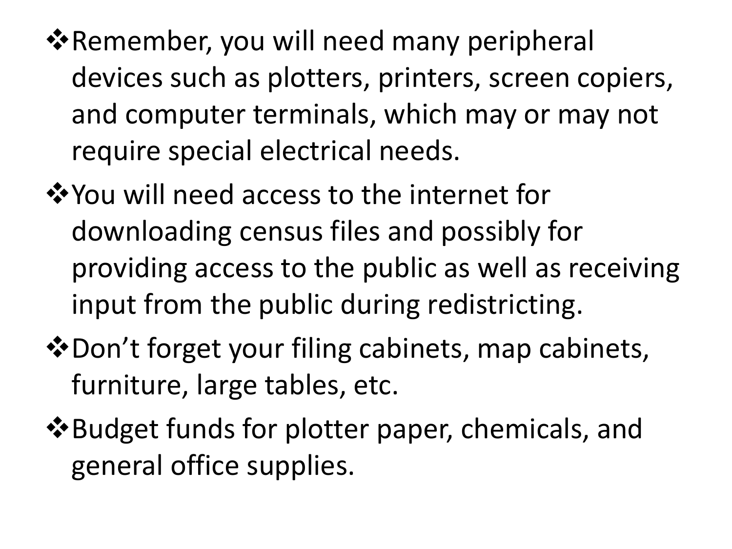- Remember, you will need many peripheral devices such as plotters, printers, screen copiers, and computer terminals, which may or may not require special electrical needs.
- You will need access to the internet for downloading census files and possibly for providing access to the public as well as receiving input from the public during redistricting.
- Don’t forget your filing cabinets, map cabinets, furniture, large tables, etc.
- Budget funds for plotter paper, chemicals, and general office supplies.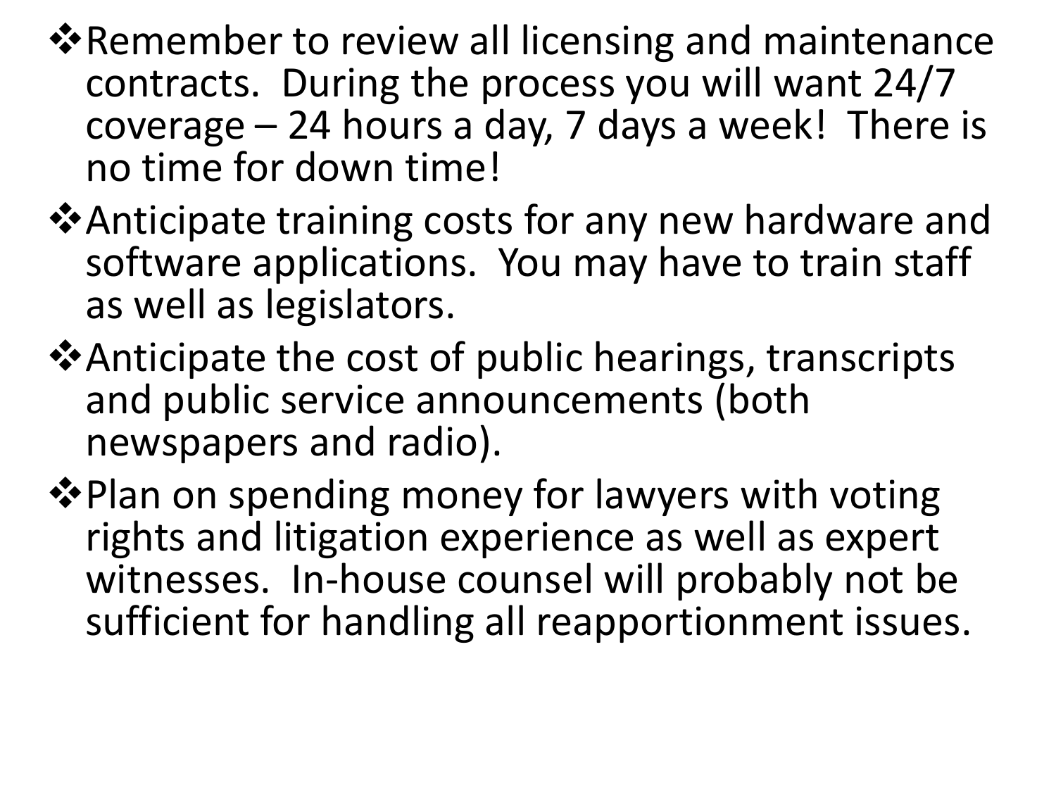- Remember to review all licensing and maintenance contracts. During the process you will want 24/7 coverage – 24 hours a day, 7 days a week! There is no time for down time!
- Anticipate training costs for any new hardware and software applications. You may have to train staff as well as legislators.
- Anticipate the cost of public hearings, transcripts and public service announcements (both newspapers and radio).
- Plan on spending money for lawyers with voting rights and litigation experience as well as expert witnesses. In-house counsel will probably not be sufficient for handling all reapportionment issues.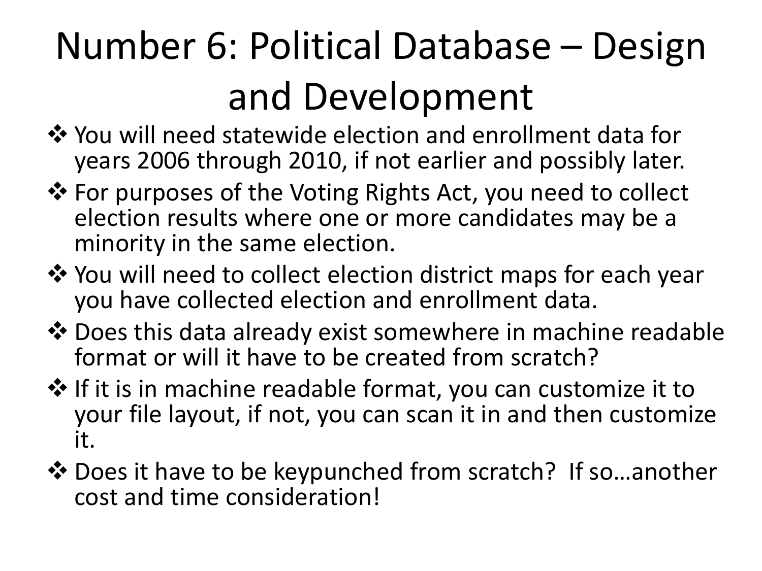# Number 6: Political Database – Design and Development

- You will need statewide election and enrollment data for years 2006 through 2010, if not earlier and possibly later.
- For purposes of the Voting Rights Act, you need to collect election results where one or more candidates may be a minority in the same election.
- You will need to collect election district maps for each year you have collected election and enrollment data.
- Does this data already exist somewhere in machine readable format or will it have to be created from scratch?
- If it is in machine readable format, you can customize it to your file layout, if not, you can scan it in and then customize it.
- Does it have to be keypunched from scratch? If so…another cost and time consideration!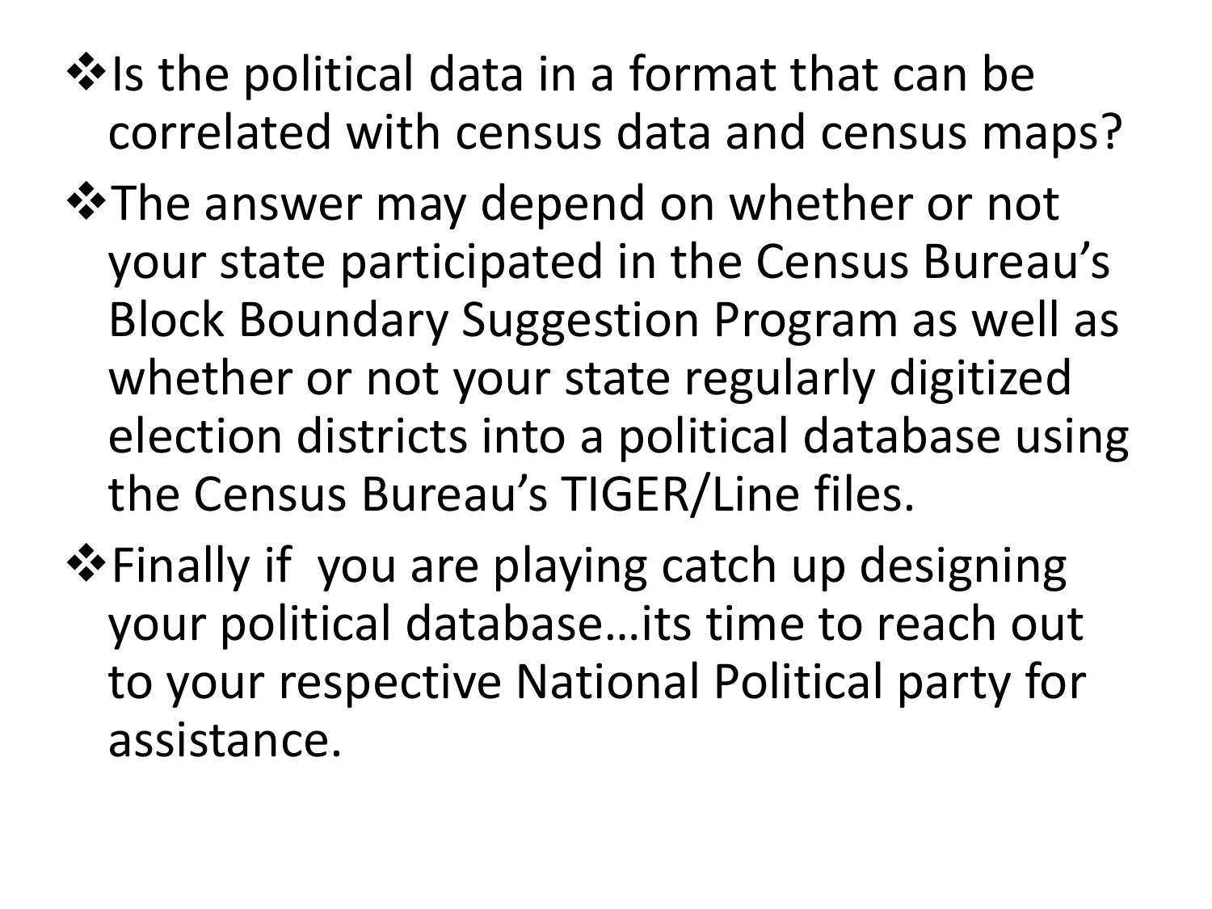- Is the political data in a format that can be correlated with census data and census maps?
- The answer may depend on whether or not your state participated in the Census Bureau's Block Boundary Suggestion Program as well as whether or not your state regularly digitized election districts into a political database using the Census Bureau's TIGER/Line files.
- Finally if you are playing catch up designing your political database…its time to reach out to your respective National Political party for assistance.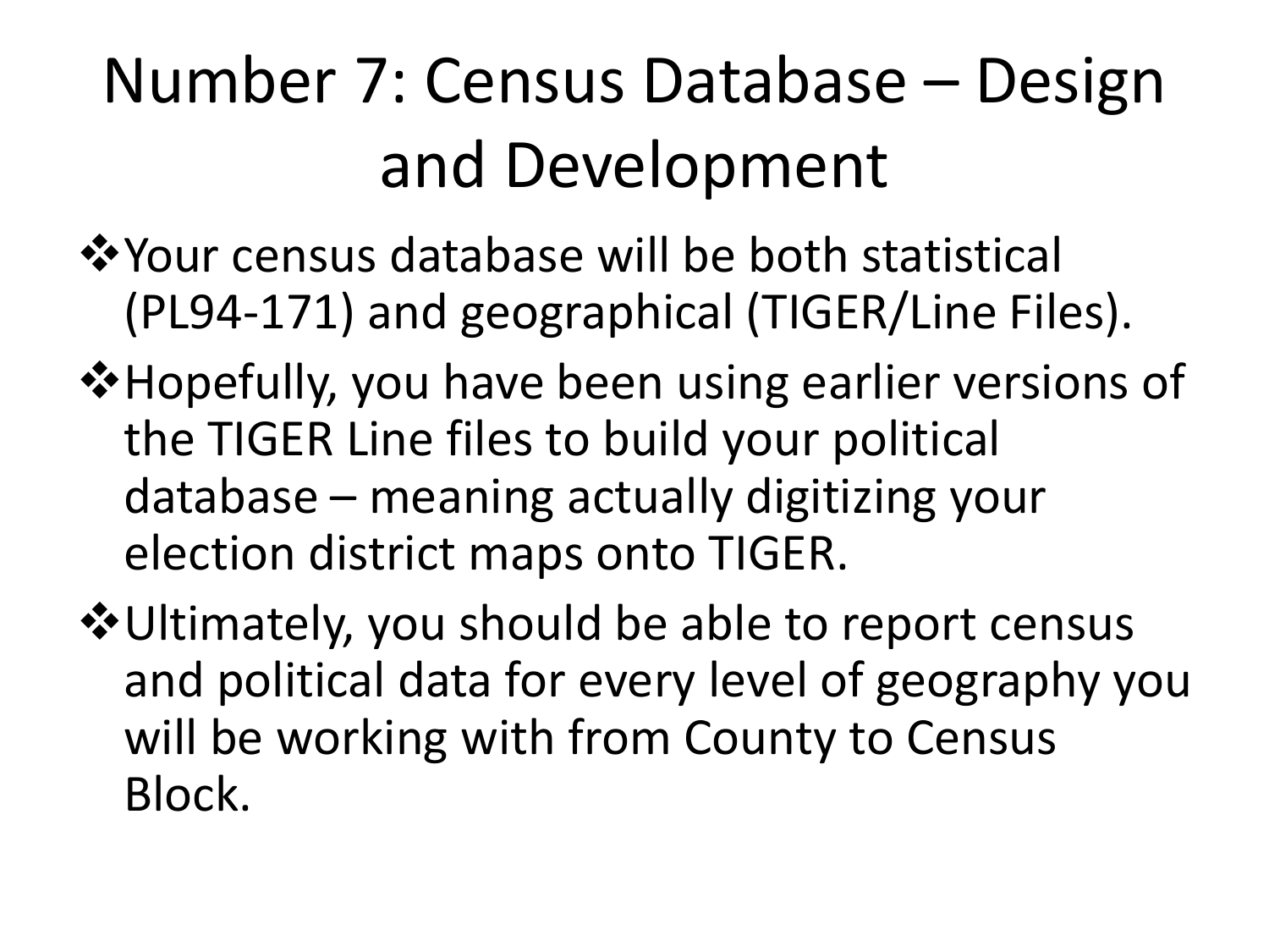# Number 7: Census Database – Design and Development

- Your census database will be both statistical (PL94-171) and geographical (TIGER/Line Files).
- Hopefully, you have been using earlier versions of the TIGER Line files to build your political database – meaning actually digitizing your election district maps onto TIGER.
- Ultimately, you should be able to report census and political data for every level of geography you will be working with from County to Census Block.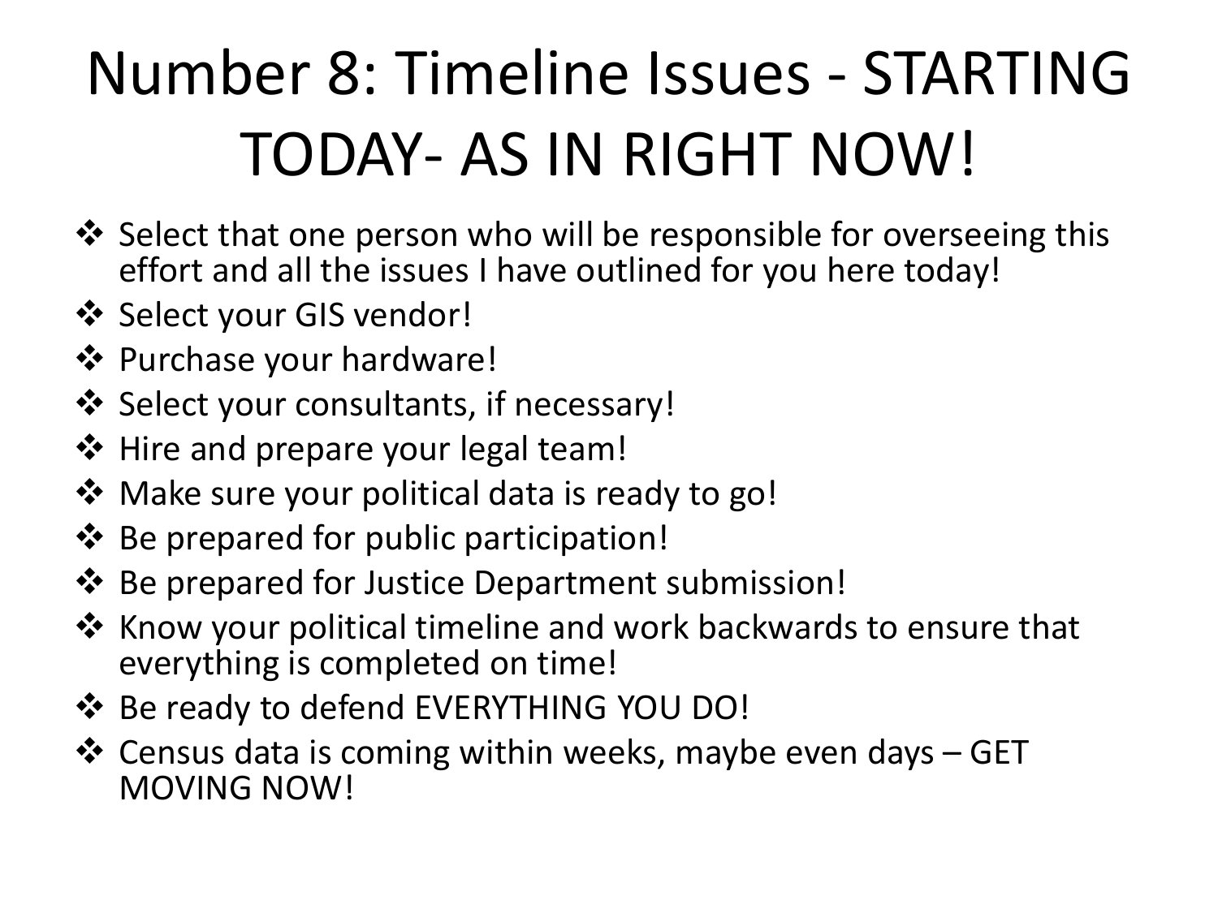# Number 8: Timeline Issues - STARTING TODAY- AS IN RIGHT NOW!

- Select that one person who will be responsible for overseeing this effort and all the issues I have outlined for you here today!
- Select your GIS vendor!
- Purchase your hardware!
- Select your consultants, if necessary!
- Hire and prepare your legal team!
- Make sure your political data is ready to go!
- Be prepared for public participation!
- Be prepared for Justice Department submission!
- Know your political timeline and work backwards to ensure that everything is completed on time!
- Be ready to defend EVERYTHING YOU DO!
- Census data is coming within weeks, maybe even days – GET MOVING NOW!